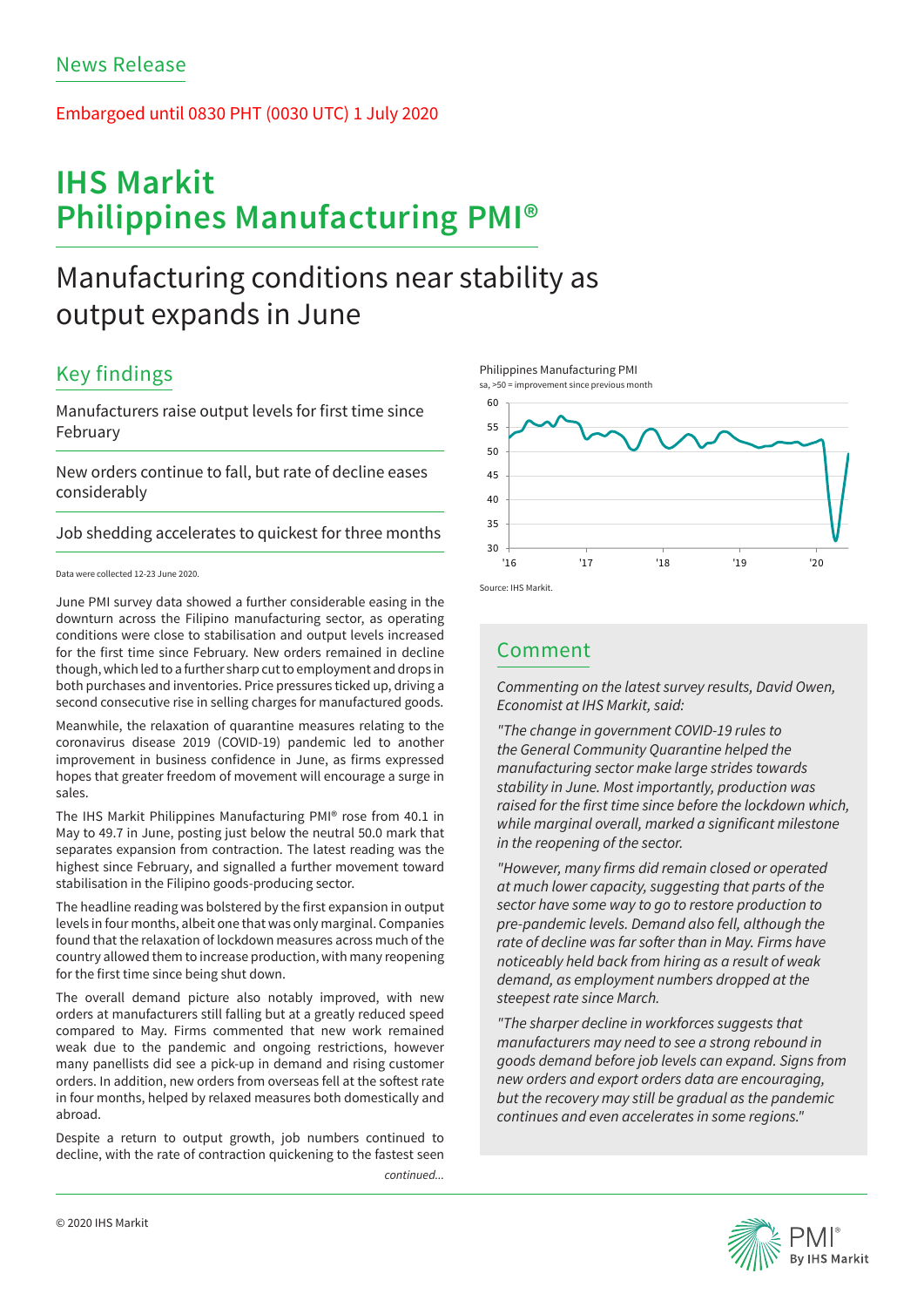News Release

Embargoed until 0830 PHT (0030 UTC) 1 July 2020

# IHS Markit Philippines Manufacturing PMI®

## Manufacturing conditions near stability as output expands in June

### Key findings

Manufacturers raise output levels for first time since February

New orders continue to fall, but rate of decline eases considerably

Job shedding accelerates to quickest for three months

Data were collected 12-23 June 2020.

June PMI survey data showed a further considerable easing in the downturn across the Filipino manufacturing sector, as operating conditions were close to stabilisation and output levels increased for the first time since February. New orders remained in decline though, which led to a further sharp cut to employment and drops in both purchases and inventories. Price pressures ticked up, driving a second consecutive rise in selling charges for manufactured goods.

Meanwhile, the relaxation of quarantine measures relating to the coronavirus disease 2019 (COVID-19) pandemic led to another improvement in business confidence in June, as firms expressed hopes that greater freedom of movement will encourage a surge in sales.

The IHS Markit Philippines Manufacturing PMI® rose from 40.1 in May to 49.7 in June, posting just below the neutral 50.0 mark that separates expansion from contraction. The latest reading was the highest since February, and signalled a further movement toward stabilisation in the Filipino goods-producing sector.

The headline reading was bolstered by the first expansion in output levels in four months, albeit one that was only marginal. Companies found that the relaxation of lockdown measures across much of the country allowed them to increase production, with many reopening for the first time since being shut down.

The overall demand picture also notably improved, with new orders at manufacturers still falling but at a greatly reduced speed compared to May. Firms commented that new work remained weak due to the pandemic and ongoing restrictions, however many panellists did see a pick-up in demand and rising customer orders. In addition, new orders from overseas fell at the softest rate in four months, helped by relaxed measures both domestically and abroad.

Despite a return to output growth, job numbers continued to decline, with the rate of contraction quickening to the fastest seen

*continued...*

Philippines Manufacturing PMI
sa, >50 = improvement since previous month

Source: IHS Markit.

### Comment

*Commenting on the latest survey results, David Owen, Economist at IHS Markit, said:*

*"The change in government COVID-19 rules to the General Community Quarantine helped the manufacturing sector make large strides towards stability in June. Most importantly, production was raised for the first time since before the lockdown which, while marginal overall, marked a significant milestone in the reopening of the sector.*

*"However, many firms did remain closed or operated at much lower capacity, suggesting that parts of the sector have some way to go to restore production to pre-pandemic levels. Demand also fell, although the rate of decline was far softer than in May. Firms have noticeably held back from hiring as a result of weak demand, as employment numbers dropped at the steepest rate since March.*

*"The sharper decline in workforces suggests that manufacturers may need to see a strong rebound in goods demand before job levels can expand. Signs from new orders and export orders data are encouraging, but the recovery may still be gradual as the pandemic continues and even accelerates in some regions."*

© 2020 IHS Markit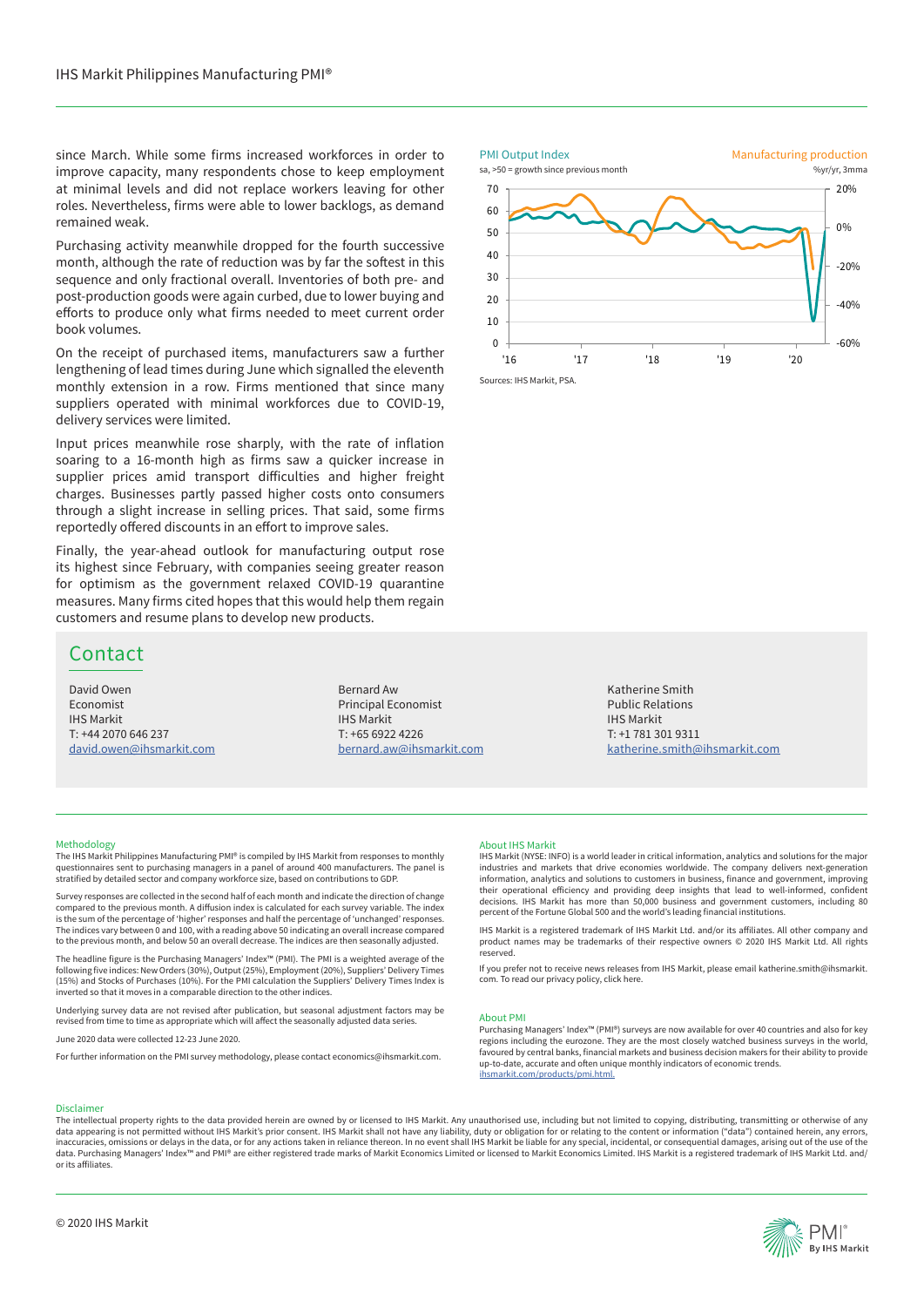since March. While some firms increased workforces in order to improve capacity, many respondents chose to keep employment at minimal levels and did not replace workers leaving for other roles. Nevertheless, firms were able to lower backlogs, as demand remained weak.

Purchasing activity meanwhile dropped for the fourth successive month, although the rate of reduction was by far the softest in this sequence and only fractional overall. Inventories of both pre- and post-production goods were again curbed, due to lower buying and efforts to produce only what firms needed to meet current order book volumes.

On the receipt of purchased items, manufacturers saw a further lengthening of lead times during June which signalled the eleventh monthly extension in a row. Firms mentioned that since many suppliers operated with minimal workforces due to COVID-19, delivery services were limited.

Input prices meanwhile rose sharply, with the rate of inflation soaring to a 16-month high as firms saw a quicker increase in supplier prices amid transport difficulties and higher freight charges. Businesses partly passed higher costs onto consumers through a slight increase in selling prices. That said, some firms reportedly offered discounts in an effort to improve sales.

Finally, the year-ahead outlook for manufacturing output rose its highest since February, with companies seeing greater reason for optimism as the government relaxed COVID-19 quarantine measures. Many firms cited hopes that this would help them regain customers and resume plans to develop new products.

PMI Output Index
sa, >50 = growth since previous month
Manufacturing production
%yr/yr, 3mma
70
60
50
40
30
20
10
0
20%
0%
-20%
-40%
-60%
'16
'17
'18
'19
'20
Sources: IHS Markit, PSA.

## Contact

David Owen
Economist
IHS Markit
T: +44 2070 646 237
david.owen@ihsmarkit.com

Bernard Aw
Principal Economist
IHS Markit
T: +65 6922 4226
bernard.aw@ihsmarkit.com

Katherine Smith
Public Relations
IHS Markit
T: +1 781 301 9311
katherine.smith@ihsmarkit.com

### Methodology

The IHS Markit Philippines Manufacturing PMI® is compiled by IHS Markit from responses to monthly questionnaires sent to purchasing managers in a panel of around 400 manufacturers. The panel is stratified by detailed sector and company workforce size, based on contributions to GDP.

Survey responses are collected in the second half of each month and indicate the direction of change compared to the previous month. A diffusion index is calculated for each survey variable. The index is the sum of the percentage of 'higher' responses and half the percentage of 'unchanged' responses. The indices vary between 0 and 100, with a reading above 50 indicating an overall increase compared to the previous month, and below 50 an overall decrease. The indices are then seasonally adjusted.

The headline figure is the Purchasing Managers' Index™ (PMI). The PMI is a weighted average of the following five indices: New Orders (30%), Output (25%), Employment (20%), Suppliers' Delivery Times (15%) and Stocks of Purchases (10%). For the PMI calculation the Suppliers' Delivery Times Index is inverted so that it moves in a comparable direction to the other indices.

Underlying survey data are not revised after publication, but seasonal adjustment factors may be revised from time to time as appropriate which will affect the seasonally adjusted data series.

June 2020 data were collected 12-23 June 2020.

For further information on the PMI survey methodology, please contact economics@ihsmarkit.com.

### About IHS Markit

IHS Markit (NYSE: INFO) is a world leader in critical information, analytics and solutions for the major industries and markets that drive economies worldwide. The company delivers next-generation information, analytics and solutions to customers in business, finance and government, improving their operational efficiency and providing deep insights that lead to well-informed, confident decisions. IHS Markit has more than 50,000 business and government customers, including 80 percent of the Fortune Global 500 and the world's leading financial institutions.

IHS Markit is a registered trademark of IHS Markit Ltd. and/or its affiliates. All other company and product names may be trademarks of their respective owners © 2020 IHS Markit Ltd. All rights reserved.

If you prefer not to receive news releases from IHS Markit, please email katherine.smith@ihsmarkit.com. To read our privacy policy, click here.

### About PMI

Purchasing Managers' Index™ (PMI®) surveys are now available for over 40 countries and also for key regions including the eurozone. They are the most closely watched business surveys in the world, favoured by central banks, financial markets and business decision makers for their ability to provide up-to-date, accurate and often unique monthly indicators of economic trends.
ihsmarkit.com/products/pmi.html.

### Disclaimer

The intellectual property rights to the data provided herein are owned by or licensed to IHS Markit. Any unauthorised use, including but not limited to copying, distributing, transmitting or otherwise of any data appearing is not permitted without IHS Markit's prior consent. IHS Markit shall not have any liability, duty or obligation for or relating to the content or information ("data") contained herein, any errors, inaccuracies, omissions or delays in the data, or for any actions taken in reliance thereon. In no event shall IHS Markit be liable for any special, incidental, or consequential damages, arising out of the use of the data. Purchasing Managers' Index™ and PMI® are either registered trade marks of Markit Economics Limited or licensed to Markit Economics Limited. IHS Markit is a registered trademark of IHS Markit Ltd. and/or its affiliates.

© 2020 IHS Markit